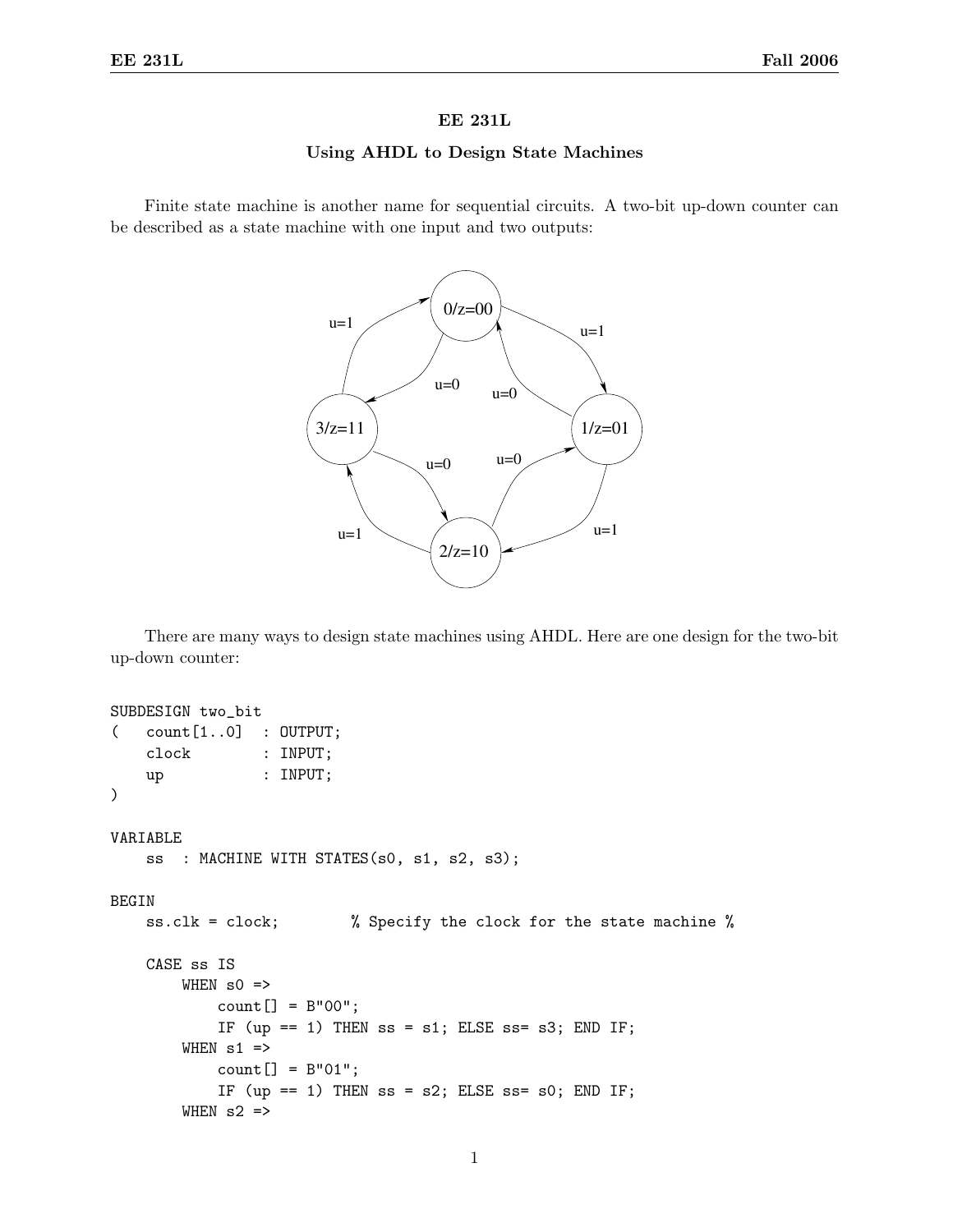# EE 231L

## Using AHDL to Design State Machines

Finite state machine is another name for sequential circuits. A two-bit up-down counter can be described as a state machine with one input and two outputs:

There are many ways to design state machines using AHDL. Here are one design for the two-bit up-down counter:

```
SUBDESIGN two_bit
(   count[1..0]  : OUTPUT;
    clock        : INPUT;
    up           : INPUT;
)

VARIABLE
    ss  : MACHINE WITH STATES(s0, s1, s2, s3);

BEGIN
    ss.clk = clock;        % Specify the clock for the state machine %

    CASE ss IS
        WHEN s0 =>
            count[] = B"00";
            IF (up == 1) THEN ss = s1; ELSE ss= s3; END IF;
        WHEN s1 =>
            count[] = B"01";
            IF (up == 1) THEN ss = s2; ELSE ss= s0; END IF;
        WHEN s2 =>
```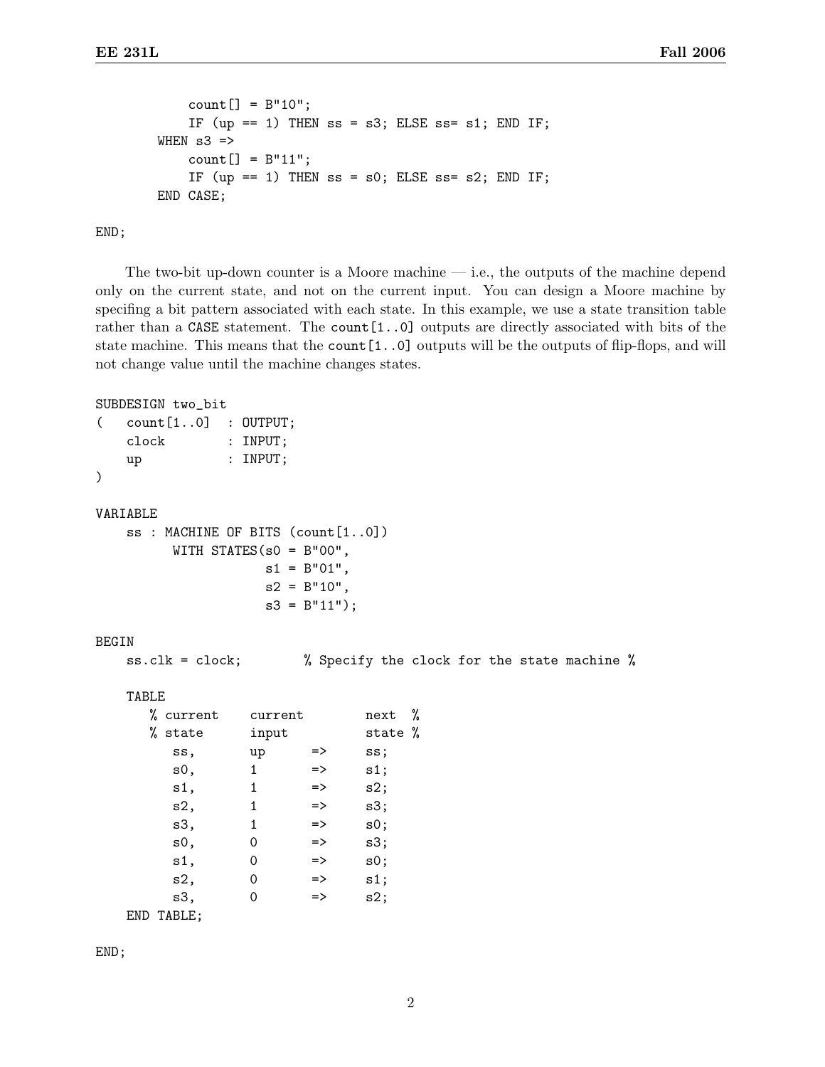```
            count[] = B"10";
            IF (up == 1) THEN ss = s3; ELSE ss= s1; END IF;
        WHEN s3 =>
            count[] = B"11";
            IF (up == 1) THEN ss = s0; ELSE ss= s2; END IF;
        END CASE;

END;
```

The two-bit up-down counter is a Moore machine — i.e., the outputs of the machine depend only on the current state, and not on the current input. You can design a Moore machine by specifing a bit pattern associated with each state. In this example, we use a state transition table rather than a `CASE` statement. The `count[1..0]` outputs are directly associated with bits of the state machine. This means that the `count[1..0]` outputs will be the outputs of flip-flops, and will not change value until the machine changes states.

```
SUBDESIGN two_bit
(   count[1..0]   : OUTPUT;
    clock         : INPUT;
    up            : INPUT;
)

VARIABLE
    ss : MACHINE OF BITS (count[1..0])
          WITH STATES(s0 = B"00",
                      s1 = B"01",
                      s2 = B"10",
                      s3 = B"11");

BEGIN
    ss.clk = clock;        % Specify the clock for the state machine %

    TABLE
       % current    current        next  %
       % state      input          state %
          ss,       up      =>     ss;
          s0,       1       =>     s1;
          s1,       1       =>     s2;
          s2,       1       =>     s3;
          s3,       1       =>     s0;
          s0,       0       =>     s3;
          s1,       0       =>     s0;
          s2,       0       =>     s1;
          s3,       0       =>     s2;
    END TABLE;

END;
```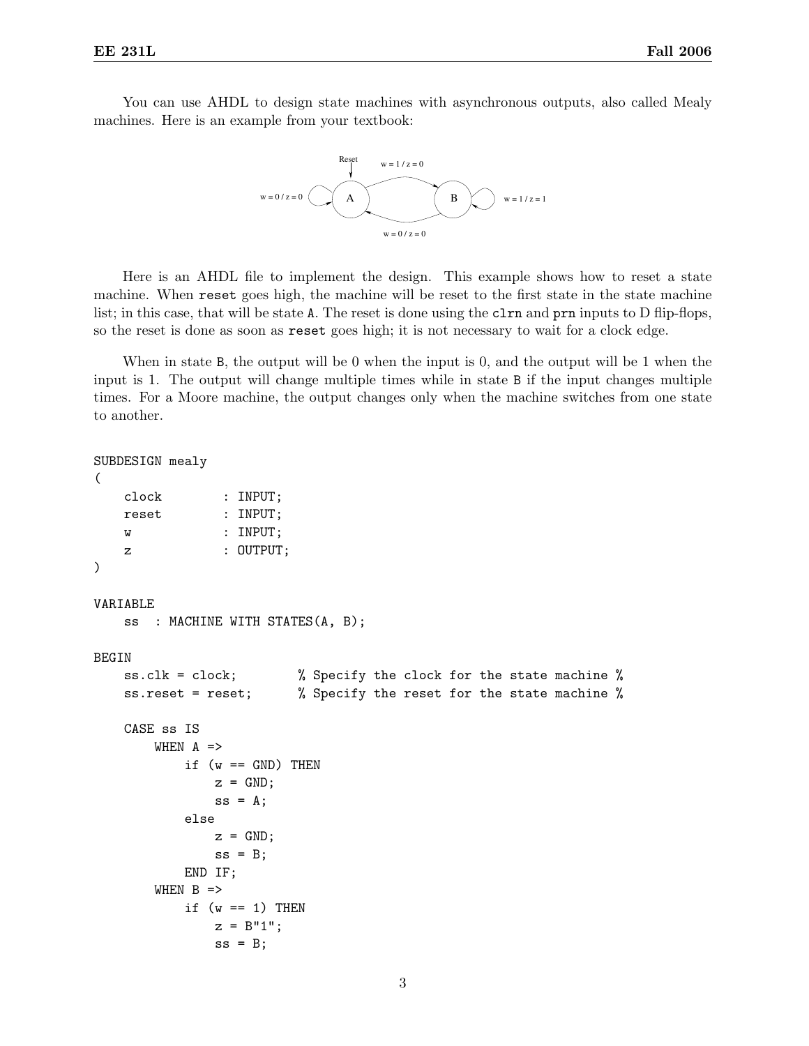You can use AHDL to design state machines with asynchronous outputs, also called Mealy machines. Here is an example from your textbook:

Reset

w = 1 / z = 0

w = 0 / z = 0 A B w = 1 / z = 1

w = 0 / z = 0

Here is an AHDL file to implement the design. This example shows how to reset a state machine. When `reset` goes high, the machine will be reset to the first state in the state machine list; in this case, that will be state `A`. The reset is done using the `clrn` and `prn` inputs to D flip-flops, so the reset is done as soon as `reset` goes high; it is not necessary to wait for a clock edge.

When in state `B`, the output will be 0 when the input is 0, and the output will be 1 when the input is 1. The output will change multiple times while in state `B` if the input changes multiple times. For a Moore machine, the output changes only when the machine switches from one state to another.

```
SUBDESIGN mealy
(
    clock       : INPUT;
    reset       : INPUT;
    w           : INPUT;
    z           : OUTPUT;
)

VARIABLE
    ss  : MACHINE WITH STATES(A, B);

BEGIN
    ss.clk = clock;         % Specify the clock for the state machine %
    ss.reset = reset;       % Specify the reset for the state machine %

    CASE ss IS
        WHEN A =>
            if (w == GND) THEN
                z = GND;
                ss = A;
            else
                z = GND;
                ss = B;
            END IF;
        WHEN B =>
            if (w == 1) THEN
                z = B"1";
                ss = B;
```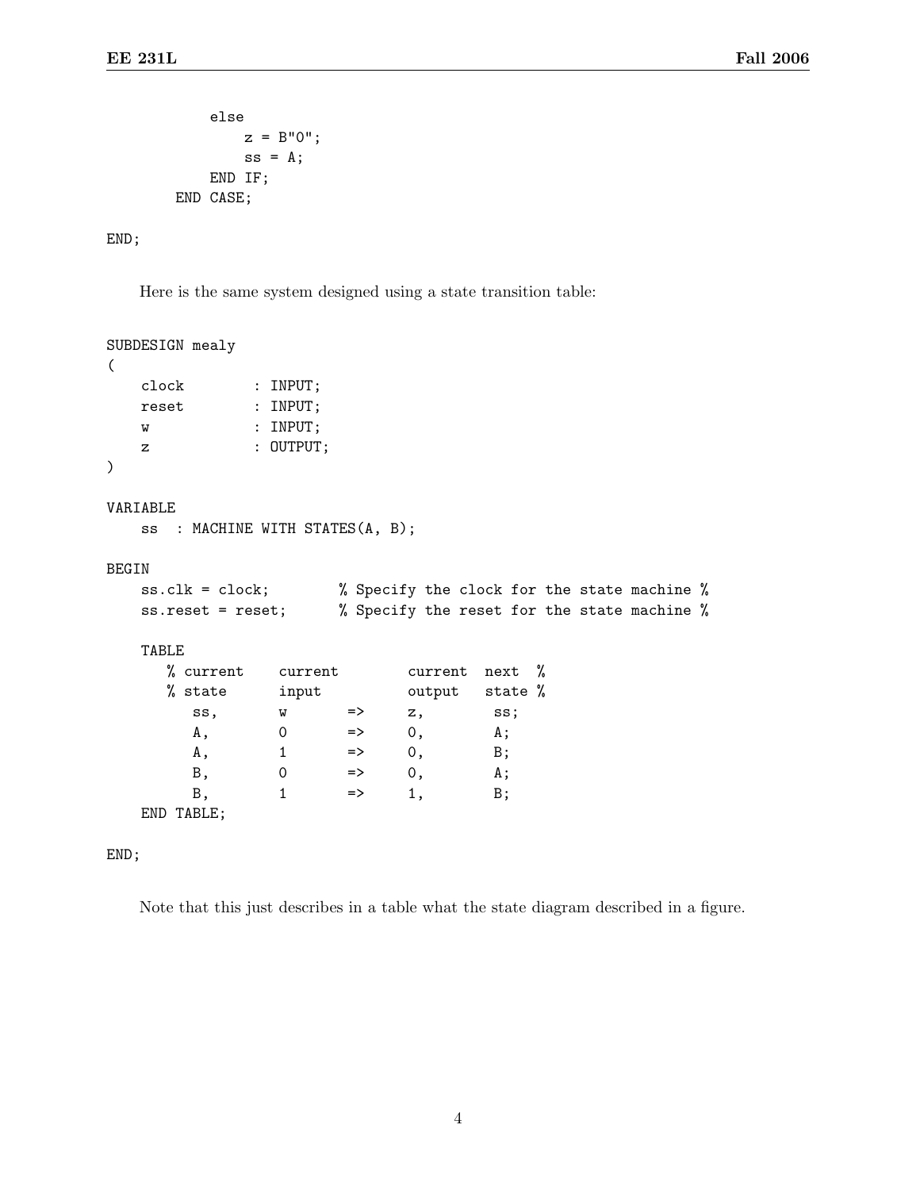```
            else
                z = B"0";
                ss = A;
            END IF;
        END CASE;

END;
```

Here is the same system designed using a state transition table:

```
SUBDESIGN mealy
(
    clock       : INPUT;
    reset       : INPUT;
    w           : INPUT;
    z           : OUTPUT;
)

VARIABLE
    ss  : MACHINE WITH STATES(A, B);

BEGIN
    ss.clk = clock;         % Specify the clock for the state machine %
    ss.reset = reset;       % Specify the reset for the state machine %

    TABLE
       % current    current        current  next  %
       % state      input          output   state %
          ss,       w       =>     z,        ss;
          A,        0       =>     0,        A;
          A,        1       =>     0,        B;
          B,        0       =>     0,        A;
          B,        1       =>     1,        B;
    END TABLE;

END;
```

Note that this just describes in a table what the state diagram described in a figure.